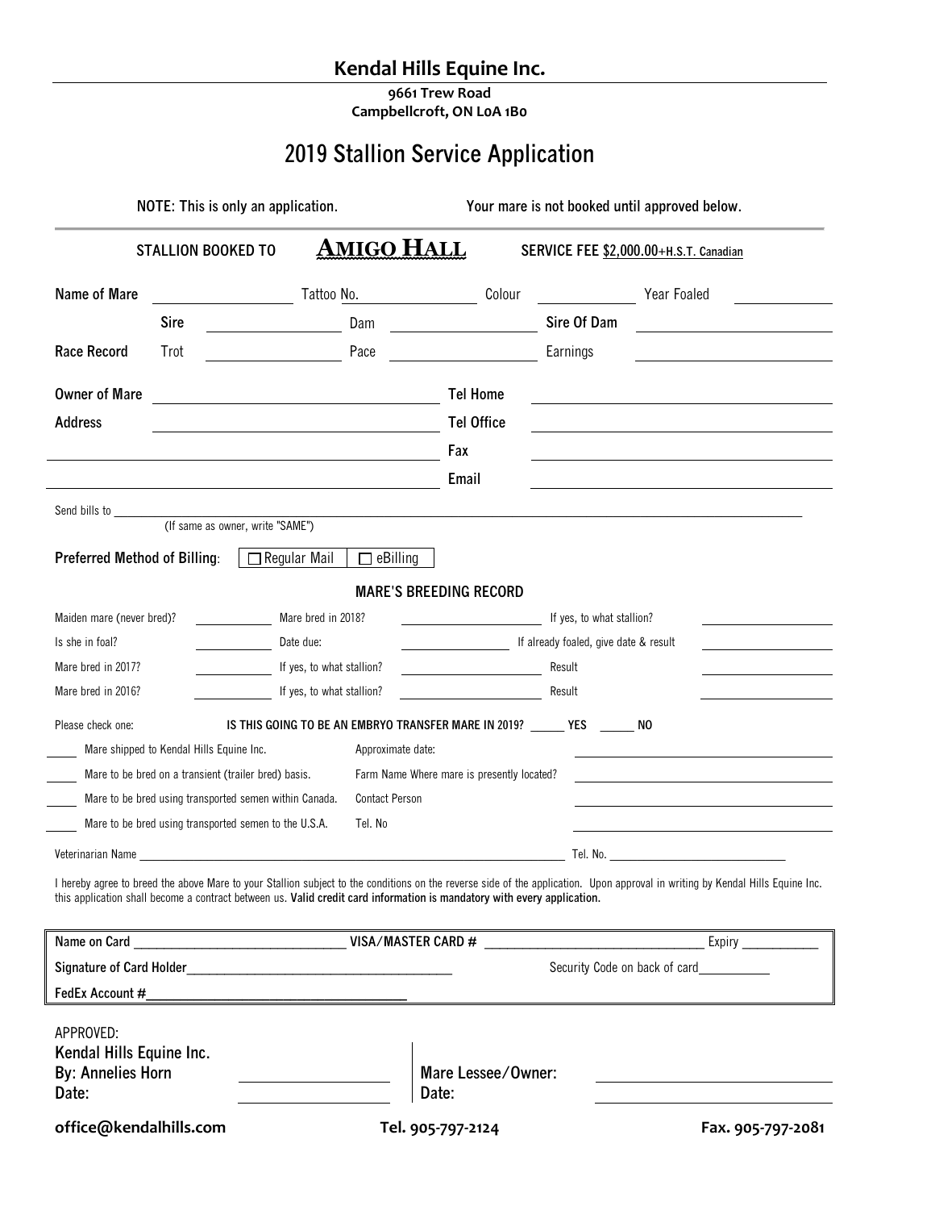# Kendal Hills Equine Inc.

**9661 Trew Road**
**Campbellcroft, ON L0A 1B0**

## 2019 Stallion Service Application

**NOTE: This is only an application. Your mare is not booked until approved below.**

**STALLION BOOKED TO** **AMIGO HALL** **SERVICE FEE $2,000.00+H.S.T. Canadian**

**Name of Mare** ____________ Tattoo No. ____________ Colour ____________ Year Foaled ____________

**Sire** ____________ Dam ____________ **Sire Of Dam** ____________

**Race Record** Trot ____________ Pace ____________ Earnings ____________

**Owner of Mare** ____________________ **Tel Home** ____________________

**Address** ____________________ **Tel Office** ____________________

____________________ **Fax** ____________________

____________________ **Email** ____________________

Send bills to ________________________________________
(If same as owner, write "SAME")

**Preferred Method of Billing**: ☐ Regular Mail ☐ eBilling

### MARE'S BREEDING RECORD

Maiden mare (never bred)? ________ Mare bred in 2018? ____________ If yes, to what stallion? ____________

Is she in foal? ________ Date due: ____________ If already foaled, give date & result ____________

Mare bred in 2017? ________ If yes, to what stallion? ____________ Result ____________

Mare bred in 2016? ________ If yes, to what stallion? ____________ Result ____________

Please check one: **IS THIS GOING TO BE AN EMBRYO TRANSFER MARE IN 2019? _____ YES _____ NO**

_____ Mare shipped to Kendal Hills Equine Inc. Approximate date: ____________________

_____ Mare to be bred on a transient (trailer bred) basis. Farm Name Where mare is presently located? ____________________

_____ Mare to be bred using transported semen within Canada. Contact Person ____________________

_____ Mare to be bred using transported semen to the U.S.A. Tel. No ____________________

Veterinarian Name ________________________________________ Tel. No. ____________________

I hereby agree to breed the above Mare to your Stallion subject to the conditions on the reverse side of the application. Upon approval in writing by Kendal Hills Equine Inc. this application shall become a contract between us. **Valid credit card information is mandatory with every application.**

**Name on Card** ____________________ **VISA/MASTER CARD #** ____________________ Expiry __________

**Signature of Card Holder**____________________ Security Code on back of card__________

**FedEx Account #**____________________

APPROVED:
**Kendal Hills Equine Inc.**
**By: Annelies Horn** ____________________
**Date:** ____________________

**Mare Lessee/Owner:** ____________________
**Date:** ____________________

**office@kendalhills.com** **Tel. 905-797-2124** **Fax. 905-797-2081**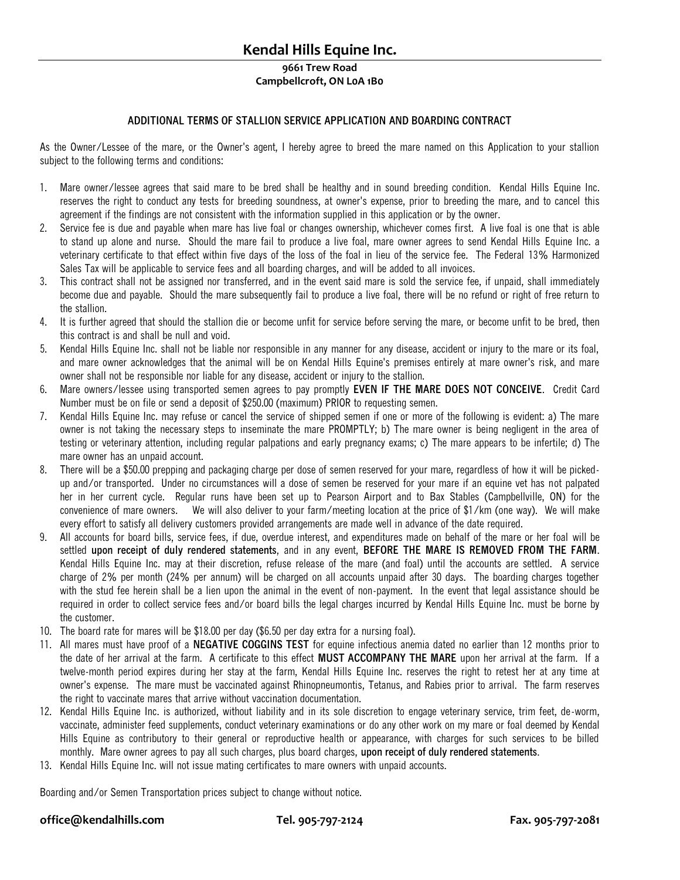# Kendal Hills Equine Inc.

**9661 Trew Road**
**Campbellcroft, ON L0A 1B0**

## ADDITIONAL TERMS OF STALLION SERVICE APPLICATION AND BOARDING CONTRACT

As the Owner/Lessee of the mare, or the Owner's agent, I hereby agree to breed the mare named on this Application to your stallion subject to the following terms and conditions:

1. Mare owner/lessee agrees that said mare to be bred shall be healthy and in sound breeding condition. Kendal Hills Equine Inc. reserves the right to conduct any tests for breeding soundness, at owner's expense, prior to breeding the mare, and to cancel this agreement if the findings are not consistent with the information supplied in this application or by the owner.
2. Service fee is due and payable when mare has live foal or changes ownership, whichever comes first. A live foal is one that is able to stand up alone and nurse. Should the mare fail to produce a live foal, mare owner agrees to send Kendal Hills Equine Inc. a veterinary certificate to that effect within five days of the loss of the foal in lieu of the service fee. The Federal 13% Harmonized Sales Tax will be applicable to service fees and all boarding charges, and will be added to all invoices.
3. This contract shall not be assigned nor transferred, and in the event said mare is sold the service fee, if unpaid, shall immediately become due and payable. Should the mare subsequently fail to produce a live foal, there will be no refund or right of free return to the stallion.
4. It is further agreed that should the stallion die or become unfit for service before serving the mare, or become unfit to be bred, then this contract is and shall be null and void.
5. Kendal Hills Equine Inc. shall not be liable nor responsible in any manner for any disease, accident or injury to the mare or its foal, and mare owner acknowledges that the animal will be on Kendal Hills Equine's premises entirely at mare owner's risk, and mare owner shall not be responsible nor liable for any disease, accident or injury to the stallion.
6. Mare owners/lessee using transported semen agrees to pay promptly **EVEN IF THE MARE DOES NOT CONCEIVE**. Credit Card Number must be on file or send a deposit of $250.00 (maximum) PRIOR to requesting semen.
7. Kendal Hills Equine Inc. may refuse or cancel the service of shipped semen if one or more of the following is evident: a) The mare owner is not taking the necessary steps to inseminate the mare PROMPTLY; b) The mare owner is being negligent in the area of testing or veterinary attention, including regular palpations and early pregnancy exams; c) The mare appears to be infertile; d) The mare owner has an unpaid account.
8. There will be a $50.00 prepping and packaging charge per dose of semen reserved for your mare, regardless of how it will be picked-up and/or transported. Under no circumstances will a dose of semen be reserved for your mare if an equine vet has not palpated her in her current cycle. Regular runs have been set up to Pearson Airport and to Bax Stables (Campbellville, ON) for the convenience of mare owners. We will also deliver to your farm/meeting location at the price of $1/km (one way). We will make every effort to satisfy all delivery customers provided arrangements are made well in advance of the date required.
9. All accounts for board bills, service fees, if due, overdue interest, and expenditures made on behalf of the mare or her foal will be settled **upon receipt of duly rendered statements**, and in any event, **BEFORE THE MARE IS REMOVED FROM THE FARM**. Kendal Hills Equine Inc. may at their discretion, refuse release of the mare (and foal) until the accounts are settled. A service charge of 2% per month (24% per annum) will be charged on all accounts unpaid after 30 days. The boarding charges together with the stud fee herein shall be a lien upon the animal in the event of non-payment. In the event that legal assistance should be required in order to collect service fees and/or board bills the legal charges incurred by Kendal Hills Equine Inc. must be borne by the customer.
10. The board rate for mares will be $18.00 per day ($6.50 per day extra for a nursing foal).
11. All mares must have proof of a **NEGATIVE COGGINS TEST** for equine infectious anemia dated no earlier than 12 months prior to the date of her arrival at the farm. A certificate to this effect **MUST ACCOMPANY THE MARE** upon her arrival at the farm. If a twelve-month period expires during her stay at the farm, Kendal Hills Equine Inc. reserves the right to retest her at any time at owner's expense. The mare must be vaccinated against Rhinopneumontis, Tetanus, and Rabies prior to arrival. The farm reserves the right to vaccinate mares that arrive without vaccination documentation.
12. Kendal Hills Equine Inc. is authorized, without liability and in its sole discretion to engage veterinary service, trim feet, de-worm, vaccinate, administer feed supplements, conduct veterinary examinations or do any other work on my mare or foal deemed by Kendal Hills Equine as contributory to their general or reproductive health or appearance, with charges for such services to be billed monthly. Mare owner agrees to pay all such charges, plus board charges, **upon receipt of duly rendered statements**.
13. Kendal Hills Equine Inc. will not issue mating certificates to mare owners with unpaid accounts.

Boarding and/or Semen Transportation prices subject to change without notice.

**office@kendalhills.com** **Tel. 905-797-2124** **Fax. 905-797-2081**